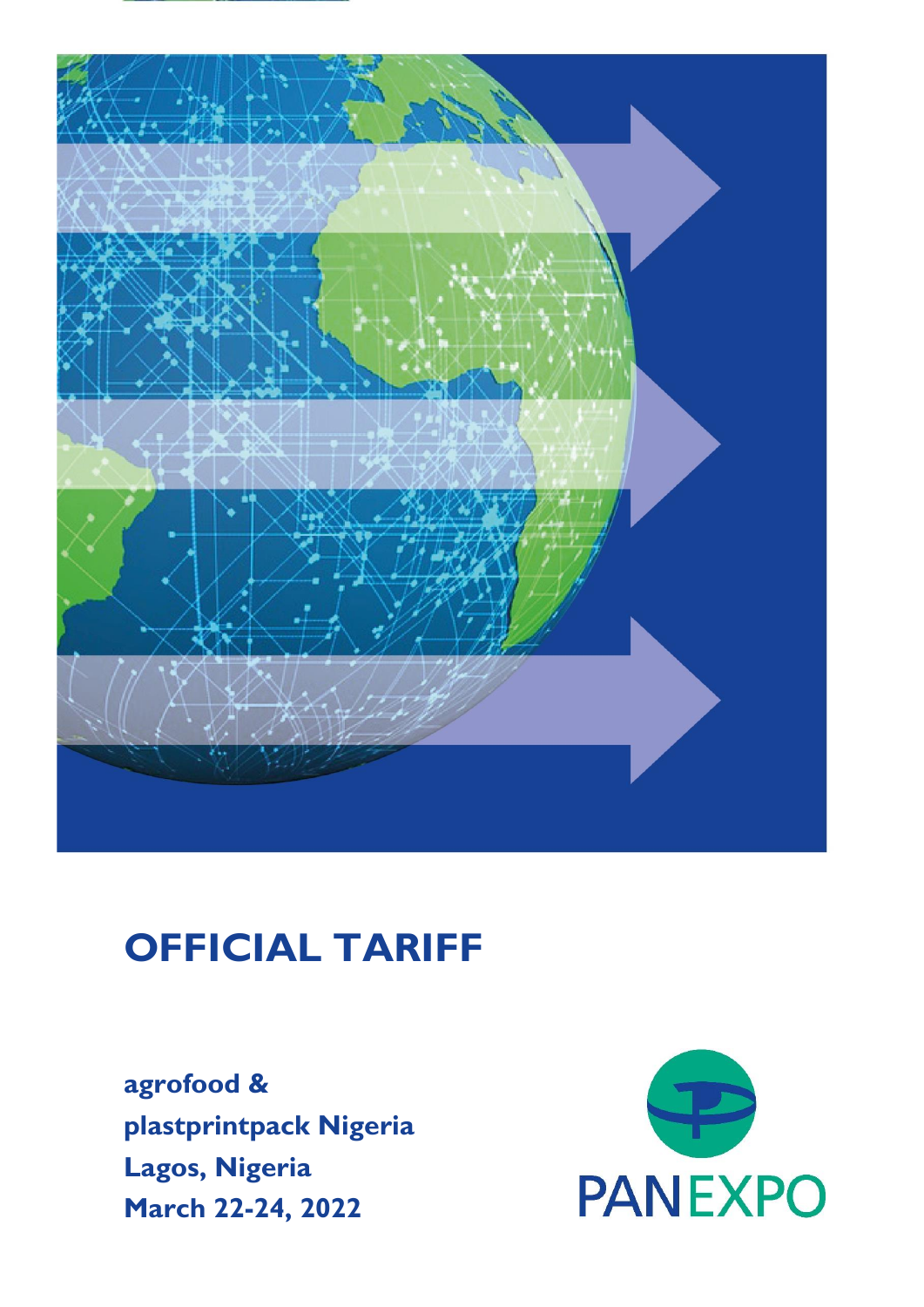# OFFICIAL TARIFF

**agrofood &**
**plastprintpack Nigeria**
**Lagos, Nigeria**
**March 22-24, 2022**

PANEXPO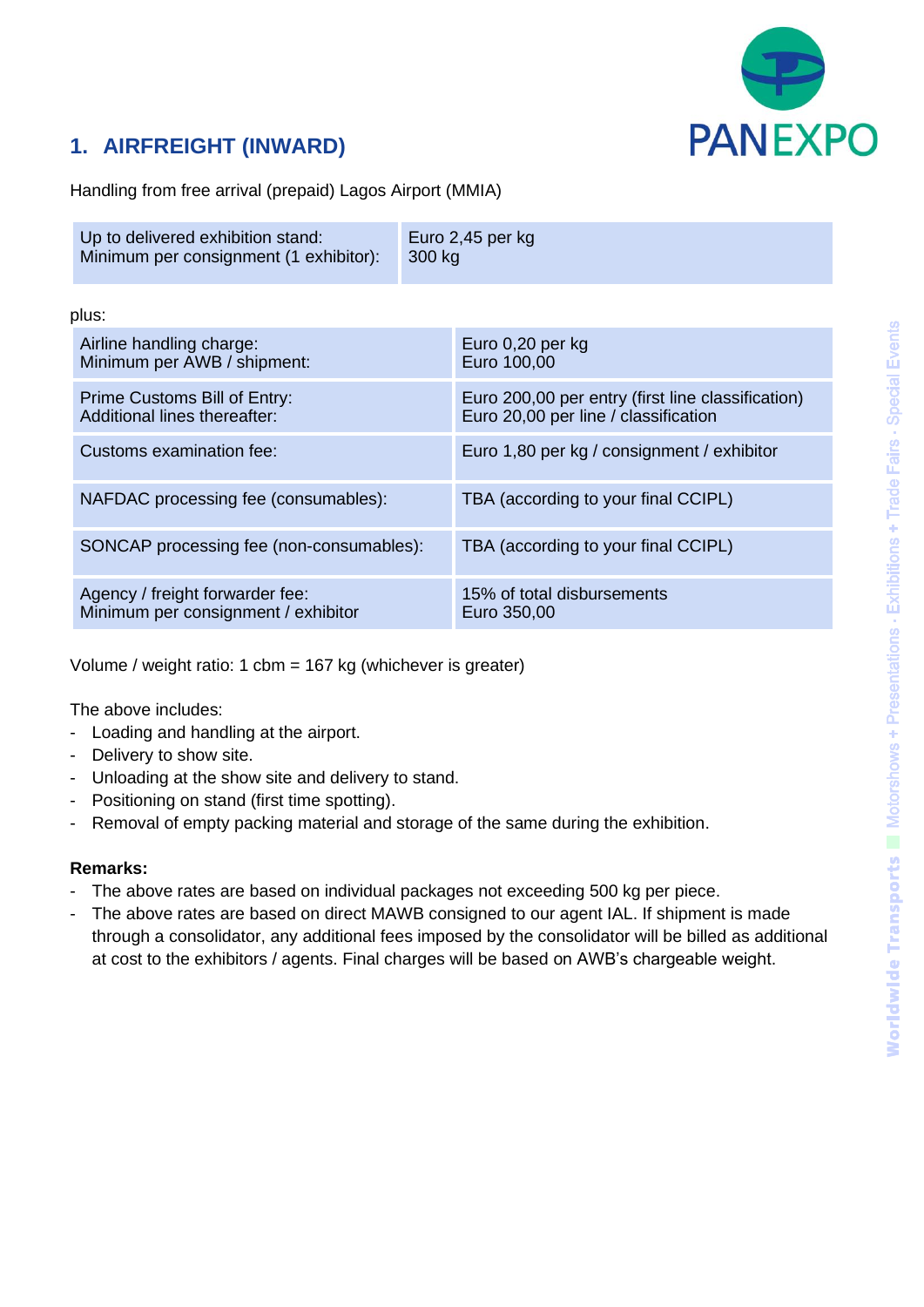## 1. AIRFREIGHT (INWARD)

Handling from free arrival (prepaid) Lagos Airport (MMIA)

| | |
|---|---|
| Up to delivered exhibition stand:<br>Minimum per consignment (1 exhibitor): | Euro 2,45 per kg<br>300 kg |

plus:

| | |
|---|---|
| Airline handling charge:<br>Minimum per AWB / shipment: | Euro 0,20 per kg<br>Euro 100,00 |
| Prime Customs Bill of Entry:<br>Additional lines thereafter: | Euro 200,00 per entry (first line classification)<br>Euro 20,00 per line / classification |
| Customs examination fee: | Euro 1,80 per kg / consignment / exhibitor |
| NAFDAC processing fee (consumables): | TBA (according to your final CCIPL) |
| SONCAP processing fee (non-consumables): | TBA (according to your final CCIPL) |
| Agency / freight forwarder fee:<br>Minimum per consignment / exhibitor | 15% of total disbursements<br>Euro 350,00 |

Volume / weight ratio: 1 cbm = 167 kg (whichever is greater)

The above includes:
- Loading and handling at the airport.
- Delivery to show site.
- Unloading at the show site and delivery to stand.
- Positioning on stand (first time spotting).
- Removal of empty packing material and storage of the same during the exhibition.

**Remarks:**
- The above rates are based on individual packages not exceeding 500 kg per piece.
- The above rates are based on direct MAWB consigned to our agent IAL. If shipment is made through a consolidator, any additional fees imposed by the consolidator will be billed as additional at cost to the exhibitors / agents. Final charges will be based on AWB's chargeable weight.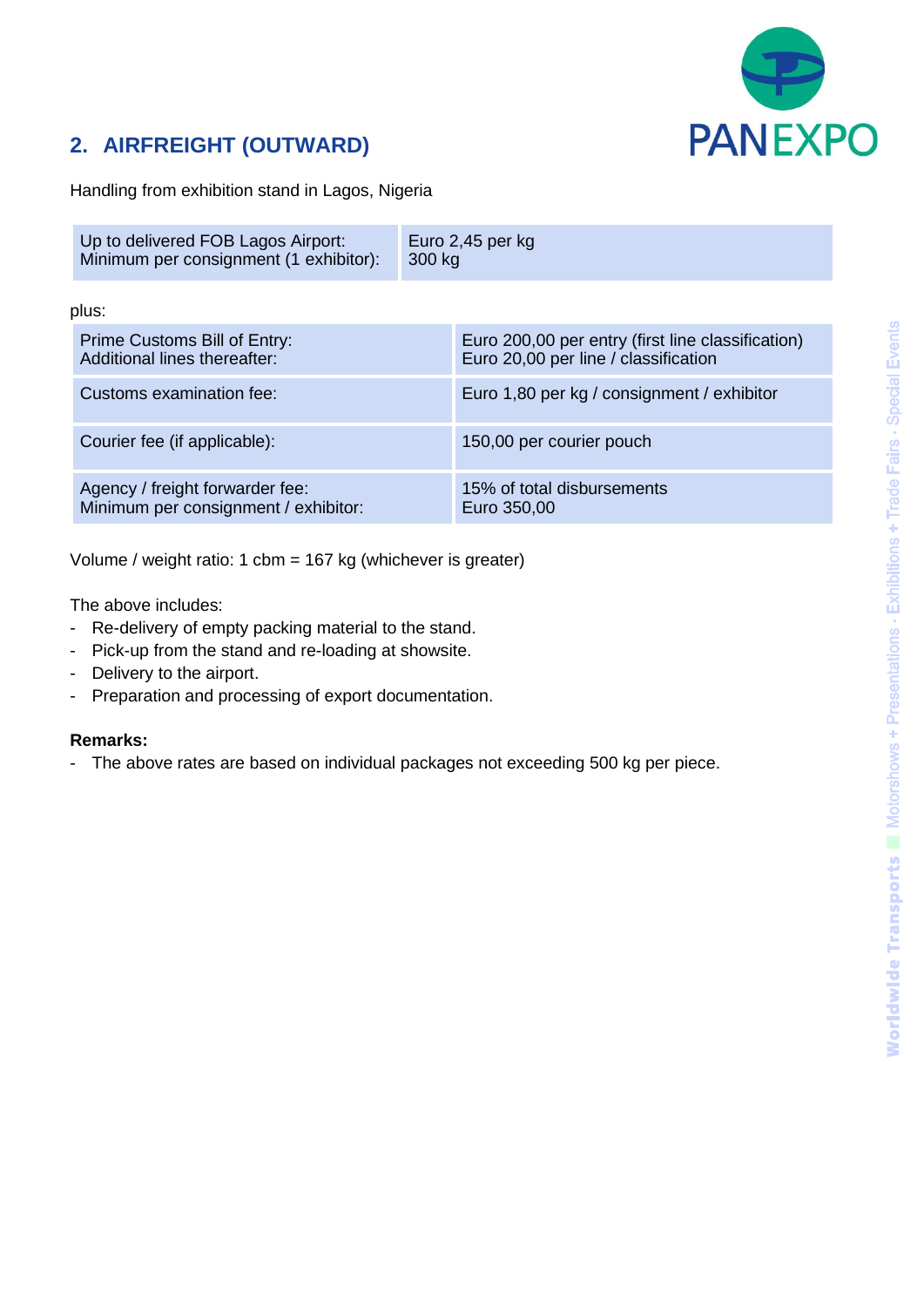## 2. AIRFREIGHT (OUTWARD)

Handling from exhibition stand in Lagos, Nigeria

| | |
|---|---|
| Up to delivered FOB Lagos Airport:<br>Minimum per consignment (1 exhibitor): | Euro 2,45 per kg<br>300 kg |

plus:

| | |
|---|---|
| Prime Customs Bill of Entry:<br>Additional lines thereafter: | Euro 200,00 per entry (first line classification)<br>Euro 20,00 per line / classification |
| Customs examination fee: | Euro 1,80 per kg / consignment / exhibitor |
| Courier fee (if applicable): | 150,00 per courier pouch |
| Agency / freight forwarder fee:<br>Minimum per consignment / exhibitor: | 15% of total disbursements<br>Euro 350,00 |

Volume / weight ratio: 1 cbm = 167 kg (whichever is greater)

The above includes:
- Re-delivery of empty packing material to the stand.
- Pick-up from the stand and re-loading at showsite.
- Delivery to the airport.
- Preparation and processing of export documentation.

**Remarks:**
- The above rates are based on individual packages not exceeding 500 kg per piece.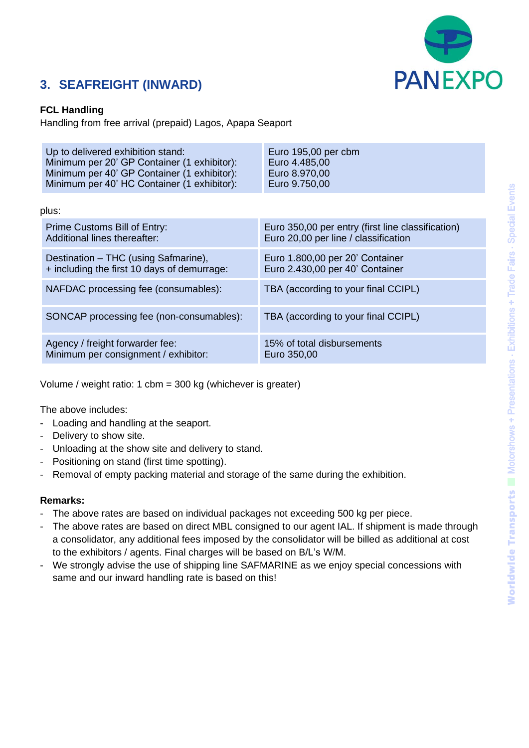## 3. SEAFREIGHT (INWARD)

**FCL Handling**
Handling from free arrival (prepaid) Lagos, Apapa Seaport

| | |
|---|---|
| Up to delivered exhibition stand:<br>Minimum per 20' GP Container (1 exhibitor):<br>Minimum per 40' GP Container (1 exhibitor):<br>Minimum per 40' HC Container (1 exhibitor): | Euro 195,00 per cbm<br>Euro 4.485,00<br>Euro 8.970,00<br>Euro 9.750,00 |

plus:

| | |
|---|---|
| Prime Customs Bill of Entry:<br>Additional lines thereafter: | Euro 350,00 per entry (first line classification)<br>Euro 20,00 per line / classification |
| Destination – THC (using Safmarine),<br>+ including the first 10 days of demurrage: | Euro 1.800,00 per 20' Container<br>Euro 2.430,00 per 40' Container |
| NAFDAC processing fee (consumables): | TBA (according to your final CCIPL) |
| SONCAP processing fee (non-consumables): | TBA (according to your final CCIPL) |
| Agency / freight forwarder fee:<br>Minimum per consignment / exhibitor: | 15% of total disbursements<br>Euro 350,00 |

Volume / weight ratio: 1 cbm = 300 kg (whichever is greater)

The above includes:
- Loading and handling at the seaport.
- Delivery to show site.
- Unloading at the show site and delivery to stand.
- Positioning on stand (first time spotting).
- Removal of empty packing material and storage of the same during the exhibition.

**Remarks:**
- The above rates are based on individual packages not exceeding 500 kg per piece.
- The above rates are based on direct MBL consigned to our agent IAL. If shipment is made through a consolidator, any additional fees imposed by the consolidator will be billed as additional at cost to the exhibitors / agents. Final charges will be based on B/L's W/M.
- We strongly advise the use of shipping line SAFMARINE as we enjoy special concessions with same and our inward handling rate is based on this!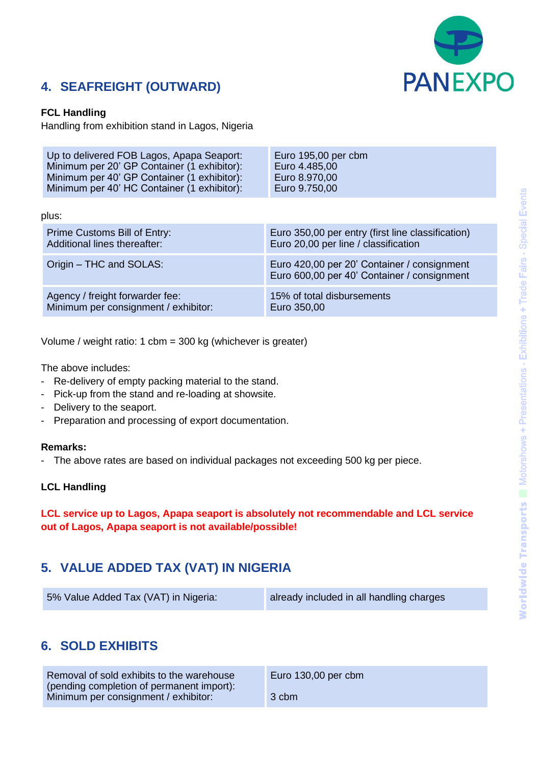## 4. SEAFREIGHT (OUTWARD)

**FCL Handling**
Handling from exhibition stand in Lagos, Nigeria

| | |
|---|---|
| Up to delivered FOB Lagos, Apapa Seaport:<br>Minimum per 20' GP Container (1 exhibitor):<br>Minimum per 40' GP Container (1 exhibitor):<br>Minimum per 40' HC Container (1 exhibitor): | Euro 195,00 per cbm<br>Euro 4.485,00<br>Euro 8.970,00<br>Euro 9.750,00 |

plus:

| | |
|---|---|
| Prime Customs Bill of Entry:<br>Additional lines thereafter: | Euro 350,00 per entry (first line classification)<br>Euro 20,00 per line / classification |
| Origin – THC and SOLAS: | Euro 420,00 per 20' Container / consignment<br>Euro 600,00 per 40' Container / consignment |
| Agency / freight forwarder fee:<br>Minimum per consignment / exhibitor: | 15% of total disbursements<br>Euro 350,00 |

Volume / weight ratio: 1 cbm = 300 kg (whichever is greater)

The above includes:
- Re-delivery of empty packing material to the stand.
- Pick-up from the stand and re-loading at showsite.
- Delivery to the seaport.
- Preparation and processing of export documentation.

**Remarks:**
- The above rates are based on individual packages not exceeding 500 kg per piece.

**LCL Handling**

**LCL service up to Lagos, Apapa seaport is absolutely not recommendable and LCL service out of Lagos, Apapa seaport is not available/possible!**

## 5. VALUE ADDED TAX (VAT) IN NIGERIA

| | |
|---|---|
| 5% Value Added Tax (VAT) in Nigeria: | already included in all handling charges |

## 6. SOLD EXHIBITS

| | |
|---|---|
| Removal of sold exhibits to the warehouse (pending completion of permanent import):<br>Minimum per consignment / exhibitor: | Euro 130,00 per cbm<br>3 cbm |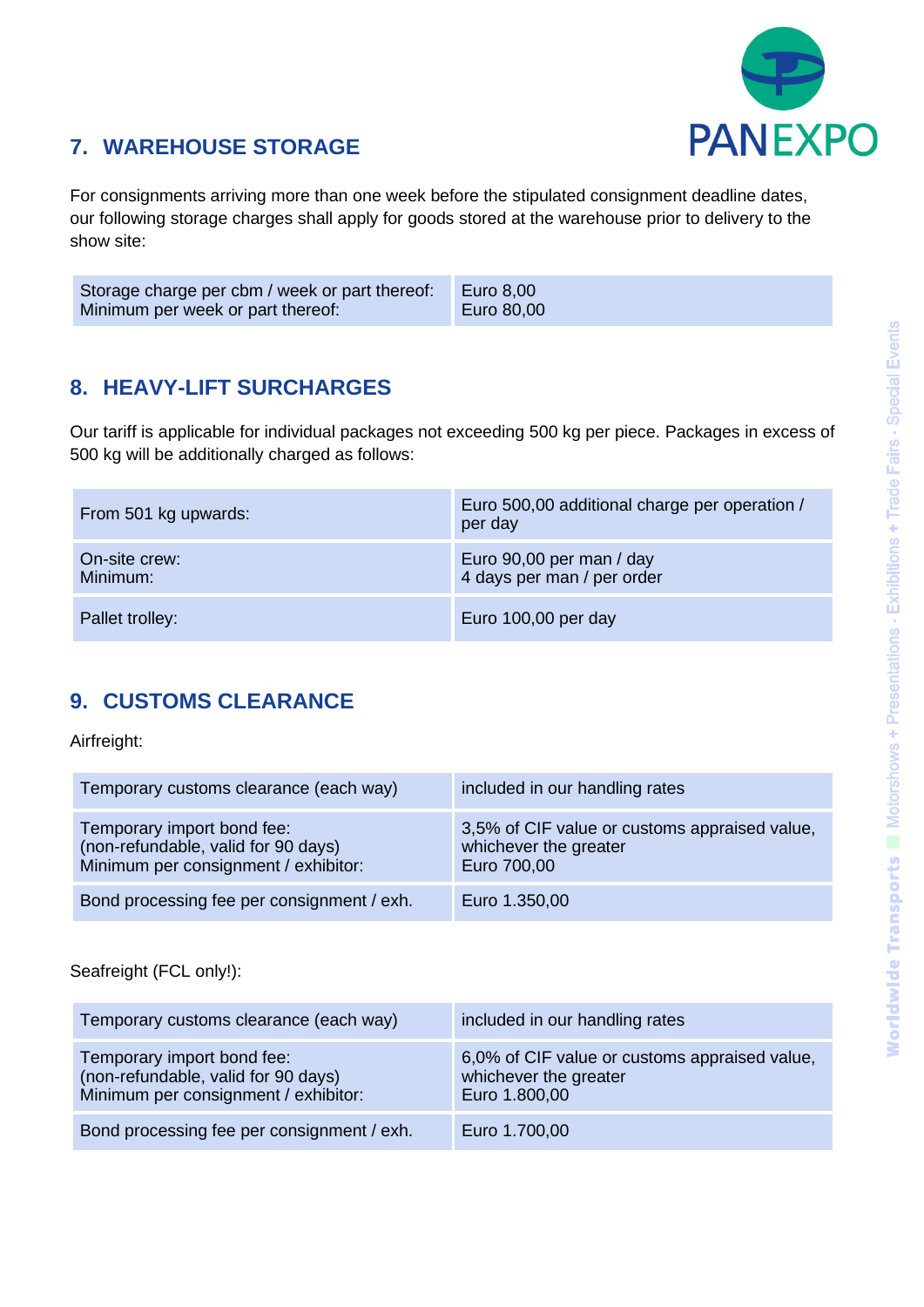## 7. WAREHOUSE STORAGE

For consignments arriving more than one week before the stipulated consignment deadline dates, our following storage charges shall apply for goods stored at the warehouse prior to delivery to the show site:

| | |
|---|---|
| Storage charge per cbm / week or part thereof:<br>Minimum per week or part thereof: | Euro 8,00<br>Euro 80,00 |

## 8. HEAVY-LIFT SURCHARGES

Our tariff is applicable for individual packages not exceeding 500 kg per piece. Packages in excess of 500 kg will be additionally charged as follows:

| | |
|---|---|
| From 501 kg upwards: | Euro 500,00 additional charge per operation / per day |
| On-site crew:<br>Minimum: | Euro 90,00 per man / day<br>4 days per man / per order |
| Pallet trolley: | Euro 100,00 per day |

## 9. CUSTOMS CLEARANCE

Airfreight:

| | |
|---|---|
| Temporary customs clearance (each way) | included in our handling rates |
| Temporary import bond fee:<br>(non-refundable, valid for 90 days)<br>Minimum per consignment / exhibitor: | 3,5% of CIF value or customs appraised value, whichever the greater<br>Euro 700,00 |
| Bond processing fee per consignment / exh. | Euro 1.350,00 |

Seafreight (FCL only!):

| | |
|---|---|
| Temporary customs clearance (each way) | included in our handling rates |
| Temporary import bond fee:<br>(non-refundable, valid for 90 days)<br>Minimum per consignment / exhibitor: | 6,0% of CIF value or customs appraised value, whichever the greater<br>Euro 1.800,00 |
| Bond processing fee per consignment / exh. | Euro 1.700,00 |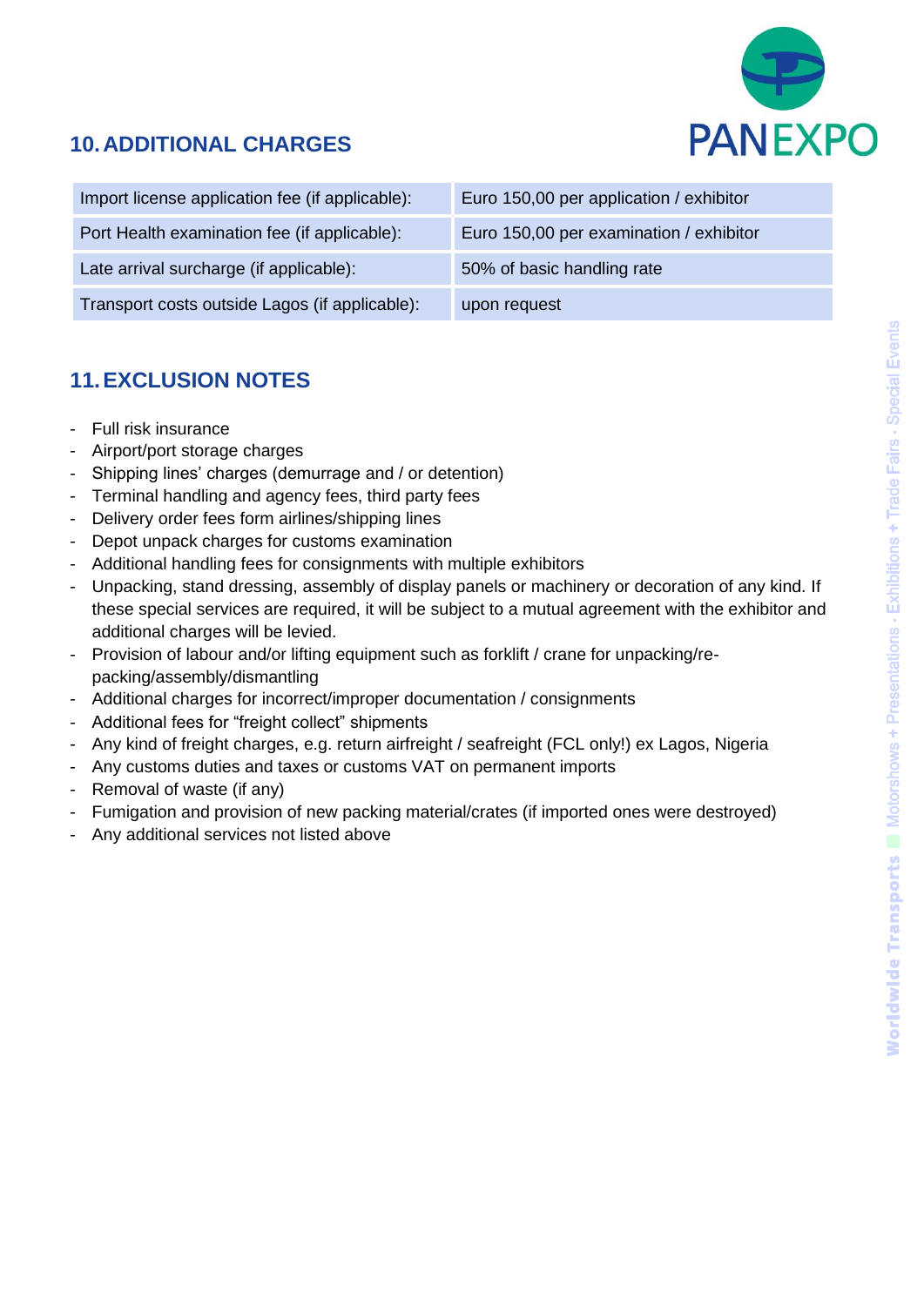## 10. ADDITIONAL CHARGES

| | |
|---|---|
| Import license application fee (if applicable): | Euro 150,00 per application / exhibitor |
| Port Health examination fee (if applicable): | Euro 150,00 per examination / exhibitor |
| Late arrival surcharge (if applicable): | 50% of basic handling rate |
| Transport costs outside Lagos (if applicable): | upon request |

## 11. EXCLUSION NOTES

- Full risk insurance
- Airport/port storage charges
- Shipping lines' charges (demurrage and / or detention)
- Terminal handling and agency fees, third party fees
- Delivery order fees form airlines/shipping lines
- Depot unpack charges for customs examination
- Additional handling fees for consignments with multiple exhibitors
- Unpacking, stand dressing, assembly of display panels or machinery or decoration of any kind. If these special services are required, it will be subject to a mutual agreement with the exhibitor and additional charges will be levied.
- Provision of labour and/or lifting equipment such as forklift / crane for unpacking/re-packing/assembly/dismantling
- Additional charges for incorrect/improper documentation / consignments
- Additional fees for "freight collect" shipments
- Any kind of freight charges, e.g. return airfreight / seafreight (FCL only!) ex Lagos, Nigeria
- Any customs duties and taxes or customs VAT on permanent imports
- Removal of waste (if any)
- Fumigation and provision of new packing material/crates (if imported ones were destroyed)
- Any additional services not listed above